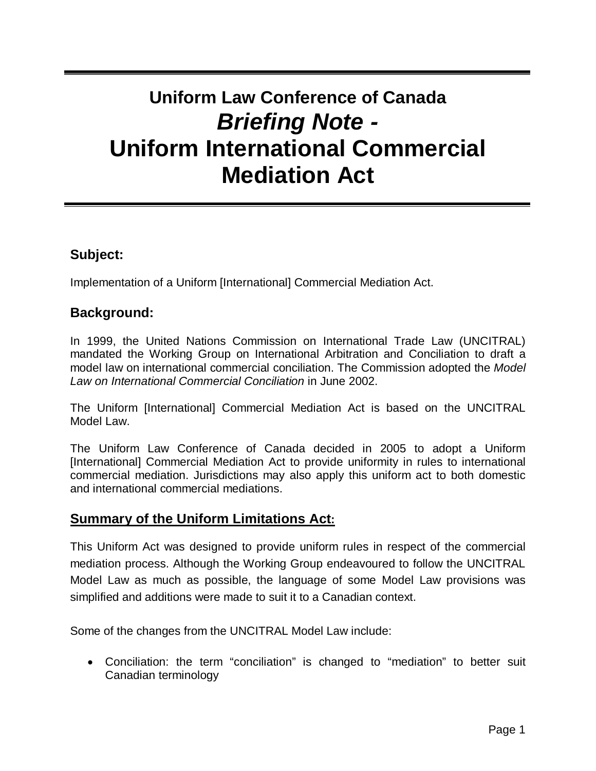# Uniform Law Conference of Canada

# *Briefing Note -*

# Uniform International Commercial Mediation Act

## Subject:

Implementation of a Uniform [International] Commercial Mediation Act.

## Background:

In 1999, the United Nations Commission on International Trade Law (UNCITRAL) mandated the Working Group on International Arbitration and Conciliation to draft a model law on international commercial conciliation. The Commission adopted the *Model Law on International Commercial Conciliation* in June 2002.

The Uniform [International] Commercial Mediation Act is based on the UNCITRAL Model Law.

The Uniform Law Conference of Canada decided in 2005 to adopt a Uniform [International] Commercial Mediation Act to provide uniformity in rules to international commercial mediation. Jurisdictions may also apply this uniform act to both domestic and international commercial mediations.

## Summary of the Uniform Limitations Act:

This Uniform Act was designed to provide uniform rules in respect of the commercial mediation process. Although the Working Group endeavoured to follow the UNCITRAL Model Law as much as possible, the language of some Model Law provisions was simplified and additions were made to suit it to a Canadian context.

Some of the changes from the UNCITRAL Model Law include:

- Conciliation: the term "conciliation" is changed to "mediation" to better suit Canadian terminology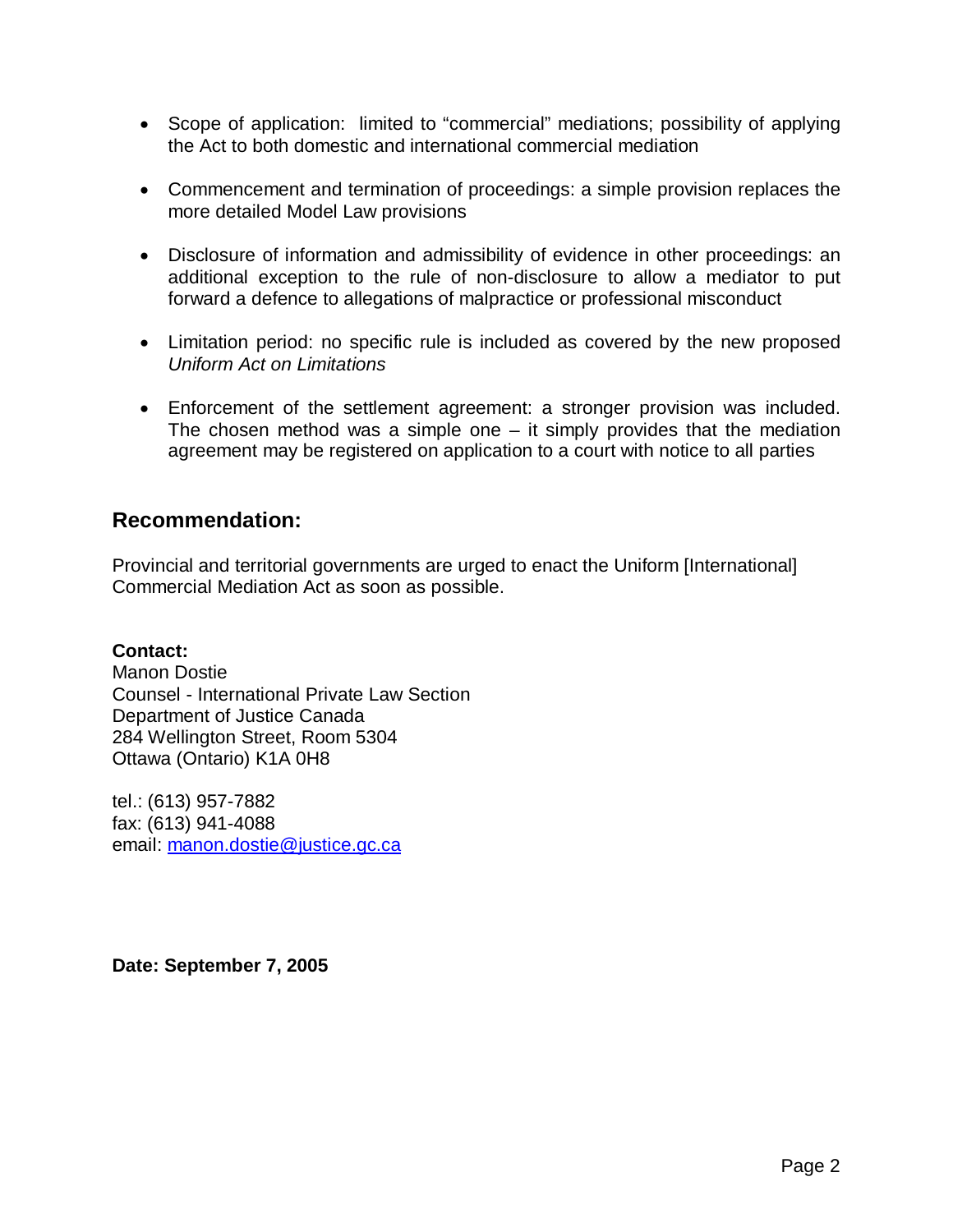- Scope of application: limited to "commercial" mediations; possibility of applying the Act to both domestic and international commercial mediation

- Commencement and termination of proceedings: a simple provision replaces the more detailed Model Law provisions

- Disclosure of information and admissibility of evidence in other proceedings: an additional exception to the rule of non-disclosure to allow a mediator to put forward a defence to allegations of malpractice or professional misconduct

- Limitation period: no specific rule is included as covered by the new proposed *Uniform Act on Limitations*

- Enforcement of the settlement agreement: a stronger provision was included. The chosen method was a simple one – it simply provides that the mediation agreement may be registered on application to a court with notice to all parties

## Recommendation:

Provincial and territorial governments are urged to enact the Uniform [International] Commercial Mediation Act as soon as possible.

**Contact:**
Manon Dostie
Counsel - International Private Law Section
Department of Justice Canada
284 Wellington Street, Room 5304
Ottawa (Ontario) K1A 0H8

tel.: (613) 957-7882
fax: (613) 941-4088
email: manon.dostie@justice.gc.ca

**Date: September 7, 2005**